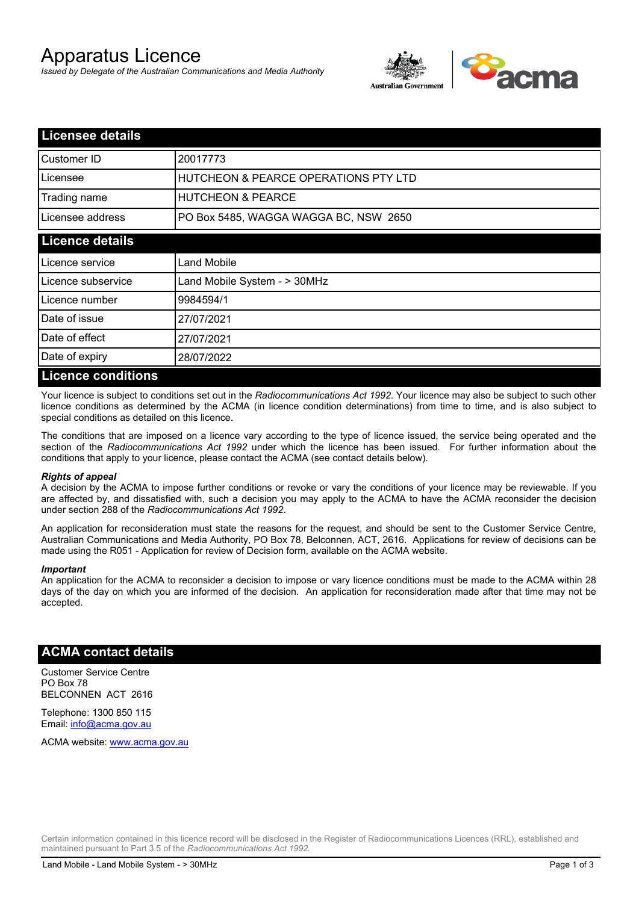# Apparatus Licence

*Issued by Delegate of the Australian Communications and Media Authority*

## Licensee details

| | |
|---|---|
| Customer ID | 20017773 |
| Licensee | HUTCHEON & PEARCE OPERATIONS PTY LTD |
| Trading name | HUTCHEON & PEARCE |
| Licensee address | PO Box 5485, WAGGA WAGGA BC, NSW 2650 |

## Licence details

| | |
|---|---|
| Licence service | Land Mobile |
| Licence subservice | Land Mobile System - > 30MHz |
| Licence number | 9984594/1 |
| Date of issue | 27/07/2021 |
| Date of effect | 27/07/2021 |
| Date of expiry | 28/07/2022 |

## Licence conditions

Your licence is subject to conditions set out in the *Radiocommunications Act 1992*. Your licence may also be subject to such other licence conditions as determined by the ACMA (in licence condition determinations) from time to time, and is also subject to special conditions as detailed on this licence.

The conditions that are imposed on a licence vary according to the type of licence issued, the service being operated and the section of the *Radiocommunications Act 1992* under which the licence has been issued. For further information about the conditions that apply to your licence, please contact the ACMA (see contact details below).

***Rights of appeal***

A decision by the ACMA to impose further conditions or revoke or vary the conditions of your licence may be reviewable. If you are affected by, and dissatisfied with, such a decision you may apply to the ACMA to have the ACMA reconsider the decision under section 288 of the *Radiocommunications Act 1992*.

An application for reconsideration must state the reasons for the request, and should be sent to the Customer Service Centre, Australian Communications and Media Authority, PO Box 78, Belconnen, ACT, 2616. Applications for review of decisions can be made using the R051 - Application for review of Decision form, available on the ACMA website.

***Important***

An application for the ACMA to reconsider a decision to impose or vary licence conditions must be made to the ACMA within 28 days of the day on which you are informed of the decision. An application for reconsideration made after that time may not be accepted.

## ACMA contact details

Customer Service Centre
PO Box 78
BELCONNEN ACT 2616

Telephone: 1300 850 115
Email: info@acma.gov.au

ACMA website: www.acma.gov.au

Certain information contained in this licence record will be disclosed in the Register of Radiocommunications Licences (RRL), established and maintained pursuant to Part 3.5 of the *Radiocommunications Act 1992.*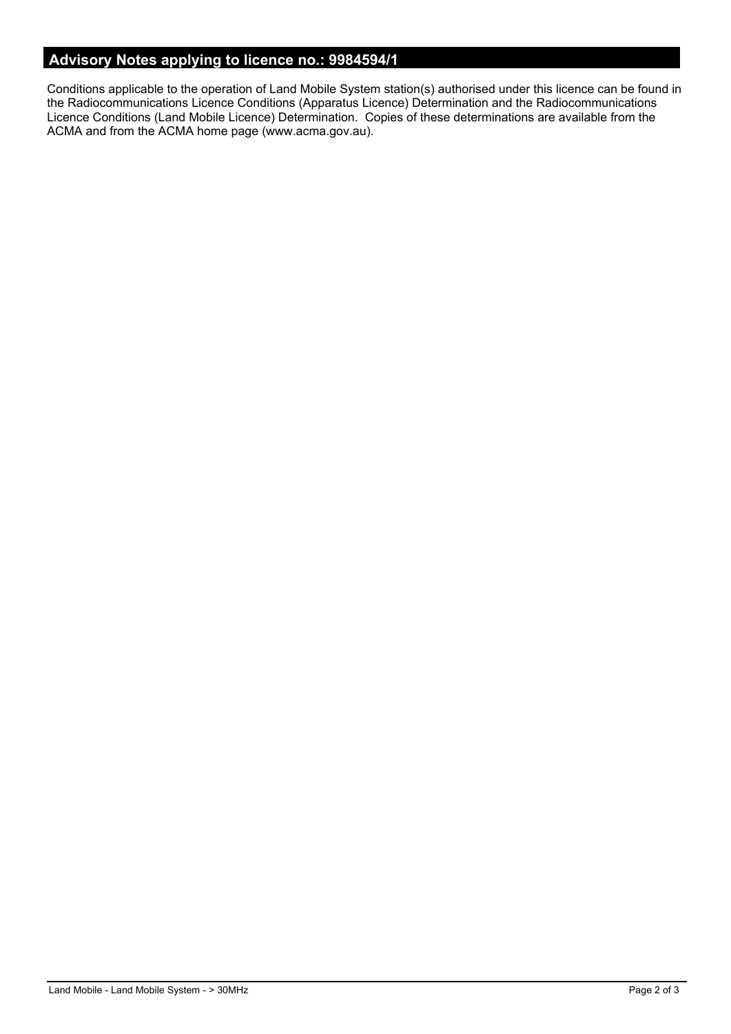## Advisory Notes applying to licence no.: 9984594/1

Conditions applicable to the operation of Land Mobile System station(s) authorised under this licence can be found in the Radiocommunications Licence Conditions (Apparatus Licence) Determination and the Radiocommunications Licence Conditions (Land Mobile Licence) Determination. Copies of these determinations are available from the ACMA and from the ACMA home page (www.acma.gov.au).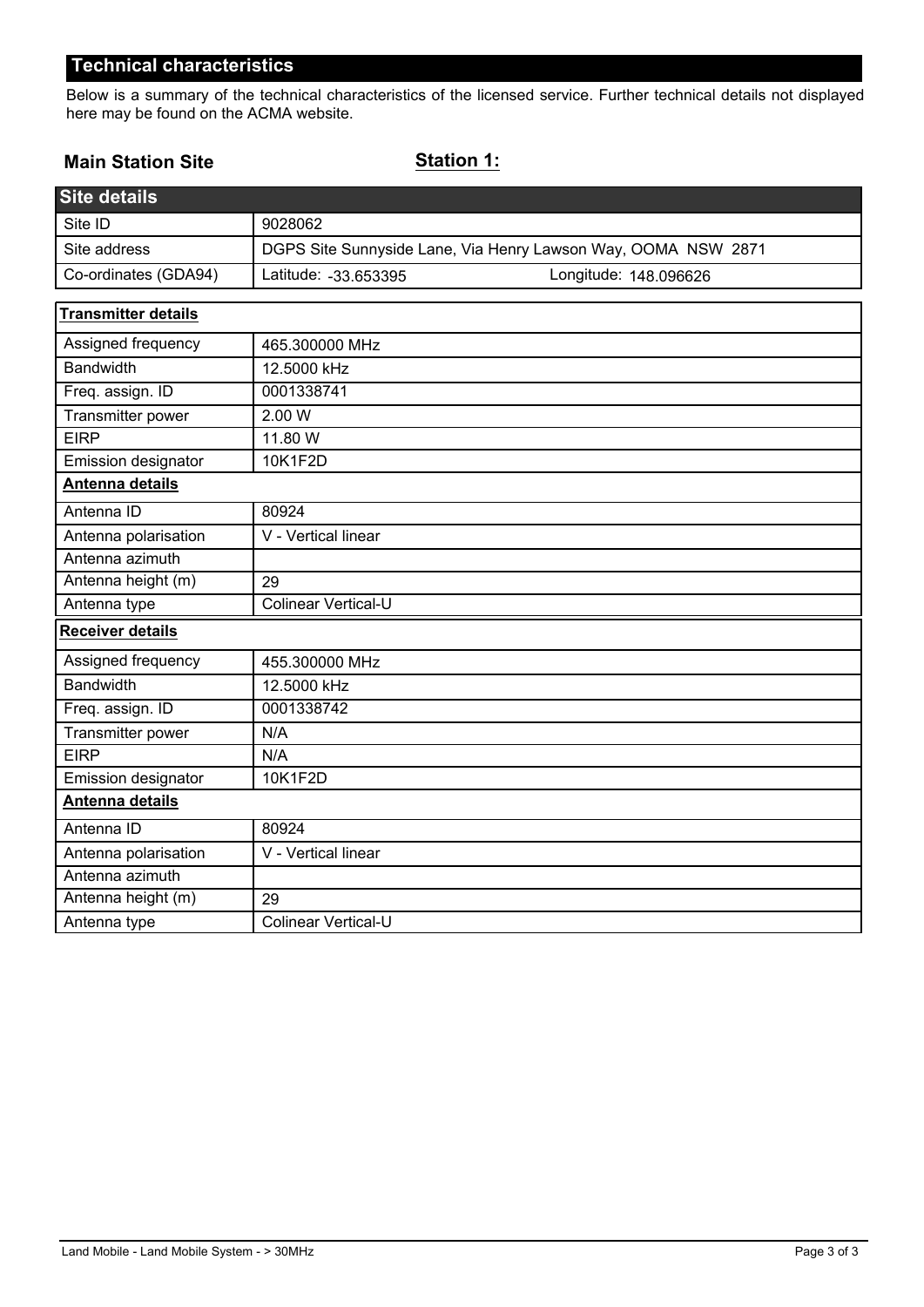## Technical characteristics

Below is a summary of the technical characteristics of the licensed service. Further technical details not displayed here may be found on the ACMA website.

**Main Station Site** **Station 1:**

| Site details | |
|---|---|
| Site ID | 9028062 |
| Site address | DGPS Site Sunnyside Lane, Via Henry Lawson Way, OOMA NSW 2871 |
| Co-ordinates (GDA94) | Latitude: -33.653395 Longitude: 148.096626 |

| Transmitter details | |
|---|---|
| Assigned frequency | 465.300000 MHz |
| Bandwidth | 12.5000 kHz |
| Freq. assign. ID | 0001338741 |
| Transmitter power | 2.00 W |
| EIRP | 11.80 W |
| Emission designator | 10K1F2D |
| **Antenna details** | |
| Antenna ID | 80924 |
| Antenna polarisation | V - Vertical linear |
| Antenna azimuth | |
| Antenna height (m) | 29 |
| Antenna type | Colinear Vertical-U |

| Receiver details | |
|---|---|
| Assigned frequency | 455.300000 MHz |
| Bandwidth | 12.5000 kHz |
| Freq. assign. ID | 0001338742 |
| Transmitter power | N/A |
| EIRP | N/A |
| Emission designator | 10K1F2D |
| **Antenna details** | |
| Antenna ID | 80924 |
| Antenna polarisation | V - Vertical linear |
| Antenna azimuth | |
| Antenna height (m) | 29 |
| Antenna type | Colinear Vertical-U |